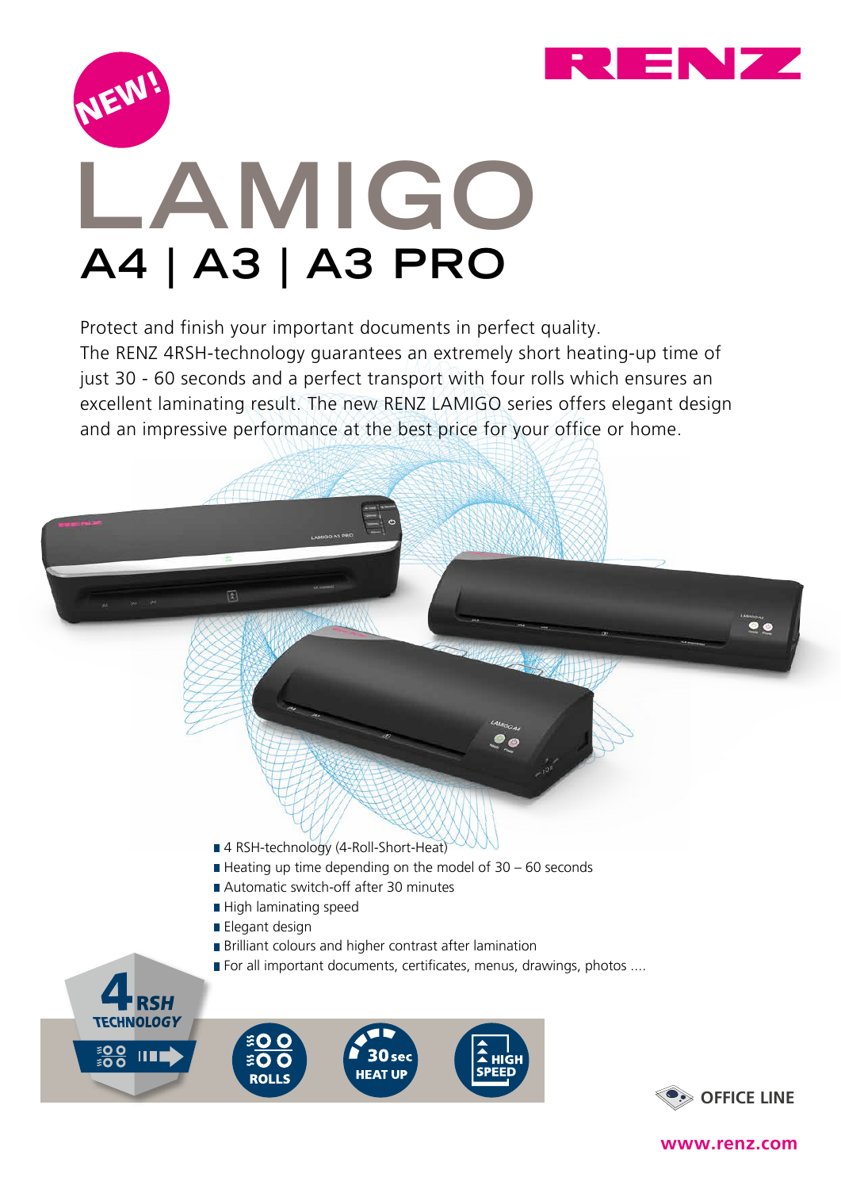RENZ

NEW!

# LAMIGO

## A4 | A3 | A3 PRO

Protect and finish your important documents in perfect quality. The RENZ 4RSH-technology guarantees an extremely short heating-up time of just 30 - 60 seconds and a perfect transport with four rolls which ensures an excellent laminating result. The new RENZ LAMIGO series offers elegant design and an impressive performance at the best price for your office or home.

- 4 RSH-technology (4-Roll-Short-Heat)
- Heating up time depending on the model of 30 – 60 seconds
- Automatic switch-off after 30 minutes
- High laminating speed
- Elegant design
- Brilliant colours and higher contrast after lamination
- For all important documents, certificates, menus, drawings, photos ....

4 RSH TECHNOLOGY

ROLLS

30 sec HEAT UP

HIGH SPEED

OFFICE LINE

www.renz.com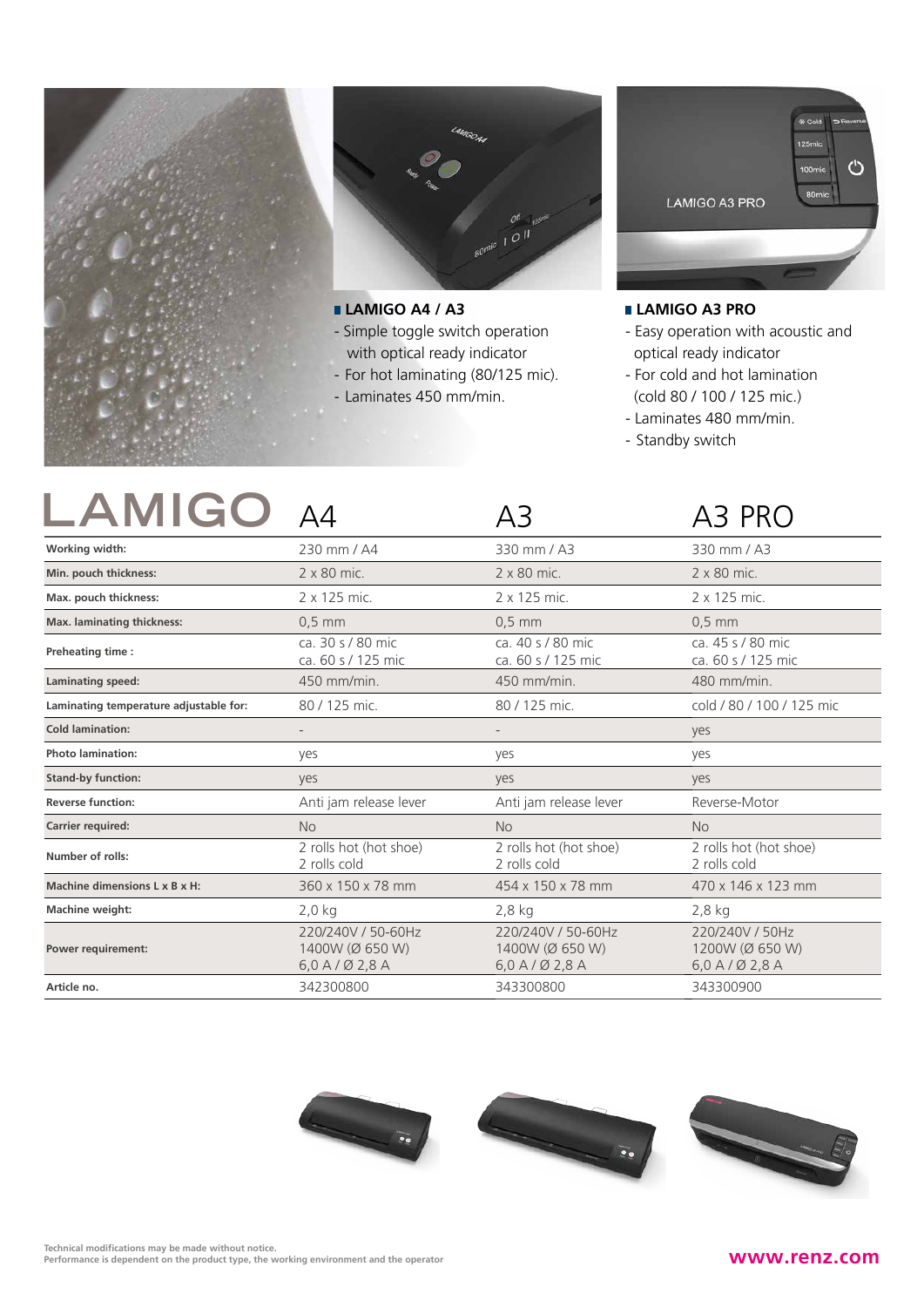### LAMIGO A4 / A3

- Simple toggle switch operation with optical ready indicator
- For hot laminating (80/125 mic).
- Laminates 450 mm/min.

### LAMIGO A3 PRO

- Easy operation with acoustic and optical ready indicator
- For cold and hot lamination (cold 80 / 100 / 125 mic.)
- Laminates 480 mm/min.
- Standby switch

| LAMIGO | A4 | A3 | A3 PRO |
|---|---|---|---|
| **Working width:** | 230 mm / A4 | 330 mm / A3 | 330 mm / A3 |
| **Min. pouch thickness:** | 2 x 80 mic. | 2 x 80 mic. | 2 x 80 mic. |
| **Max. pouch thickness:** | 2 x 125 mic. | 2 x 125 mic. | 2 x 125 mic. |
| **Max. laminating thickness:** | 0,5 mm | 0,5 mm | 0,5 mm |
| **Preheating time :** | ca. 30 s / 80 mic<br>ca. 60 s / 125 mic | ca. 40 s / 80 mic<br>ca. 60 s / 125 mic | ca. 45 s / 80 mic<br>ca. 60 s / 125 mic |
| **Laminating speed:** | 450 mm/min. | 450 mm/min. | 480 mm/min. |
| **Laminating temperature adjustable for:** | 80 / 125 mic. | 80 / 125 mic. | cold / 80 / 100 / 125 mic |
| **Cold lamination:** | - | - | yes |
| **Photo lamination:** | yes | yes | yes |
| **Stand-by function:** | yes | yes | yes |
| **Reverse function:** | Anti jam release lever | Anti jam release lever | Reverse-Motor |
| **Carrier required:** | No | No | No |
| **Number of rolls:** | 2 rolls hot (hot shoe)<br>2 rolls cold | 2 rolls hot (hot shoe)<br>2 rolls cold | 2 rolls hot (hot shoe)<br>2 rolls cold |
| **Machine dimensions L x B x H:** | 360 x 150 x 78 mm | 454 x 150 x 78 mm | 470 x 146 x 123 mm |
| **Machine weight:** | 2,0 kg | 2,8 kg | 2,8 kg |
| **Power requirement:** | 220/240V / 50-60Hz<br>1400W (Ø 650 W)<br>6,0 A / Ø 2,8 A | 220/240V / 50-60Hz<br>1400W (Ø 650 W)<br>6,0 A / Ø 2,8 A | 220/240V / 50Hz<br>1200W (Ø 650 W)<br>6,0 A / Ø 2,8 A |
| **Article no.** | 342300800 | 343300800 | 343300900 |

**Technical modifications may be made without notice.**
**Performance is dependent on the product type, the working environment and the operator**

**www.renz.com**